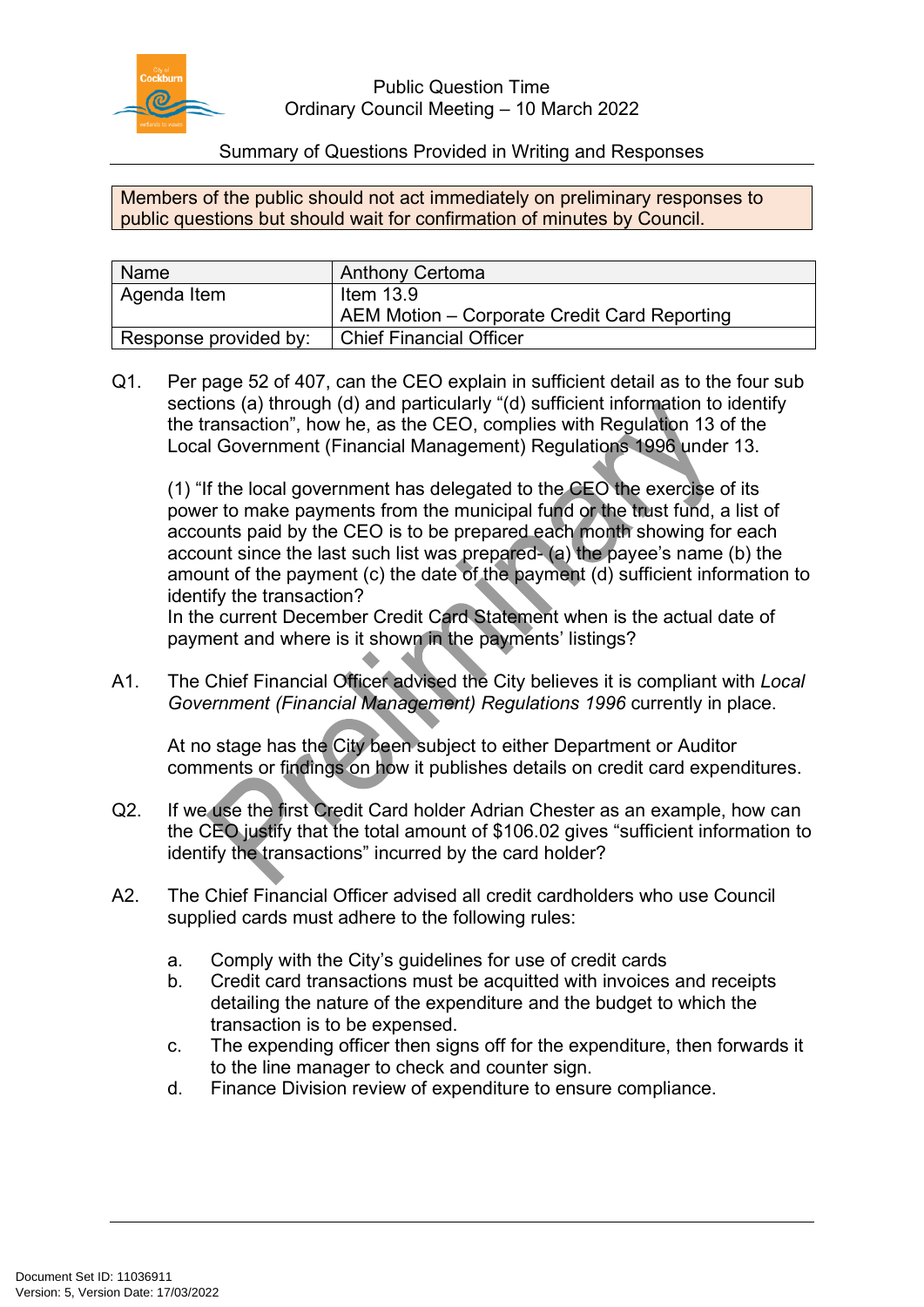Public Question Time
Ordinary Council Meeting – 10 March 2022

Summary of Questions Provided in Writing and Responses

Members of the public should not act immediately on preliminary responses to public questions but should wait for confirmation of minutes by Council.

| | |
|---|---|
| Name | Anthony Certoma |
| Agenda Item | Item 13.9<br>AEM Motion – Corporate Credit Card Reporting |
| Response provided by: | Chief Financial Officer |

Q1. Per page 52 of 407, can the CEO explain in sufficient detail as to the four sub sections (a) through (d) and particularly "(d) sufficient information to identify the transaction", how he, as the CEO, complies with Regulation 13 of the Local Government (Financial Management) Regulations 1996 under 13.

(1) "If the local government has delegated to the CEO the exercise of its power to make payments from the municipal fund or the trust fund, a list of accounts paid by the CEO is to be prepared each month showing for each account since the last such list was prepared- (a) the payee's name (b) the amount of the payment (c) the date of the payment (d) sufficient information to identify the transaction?
In the current December Credit Card Statement when is the actual date of payment and where is it shown in the payments' listings?

A1. The Chief Financial Officer advised the City believes it is compliant with *Local Government (Financial Management) Regulations 1996* currently in place.

At no stage has the City been subject to either Department or Auditor comments or findings on how it publishes details on credit card expenditures.

Q2. If we use the first Credit Card holder Adrian Chester as an example, how can the CEO justify that the total amount of $106.02 gives "sufficient information to identify the transactions" incurred by the card holder?

A2. The Chief Financial Officer advised all credit cardholders who use Council supplied cards must adhere to the following rules:

a. Comply with the City's guidelines for use of credit cards
b. Credit card transactions must be acquitted with invoices and receipts detailing the nature of the expenditure and the budget to which the transaction is to be expensed.
c. The expending officer then signs off for the expenditure, then forwards it to the line manager to check and counter sign.
d. Finance Division review of expenditure to ensure compliance.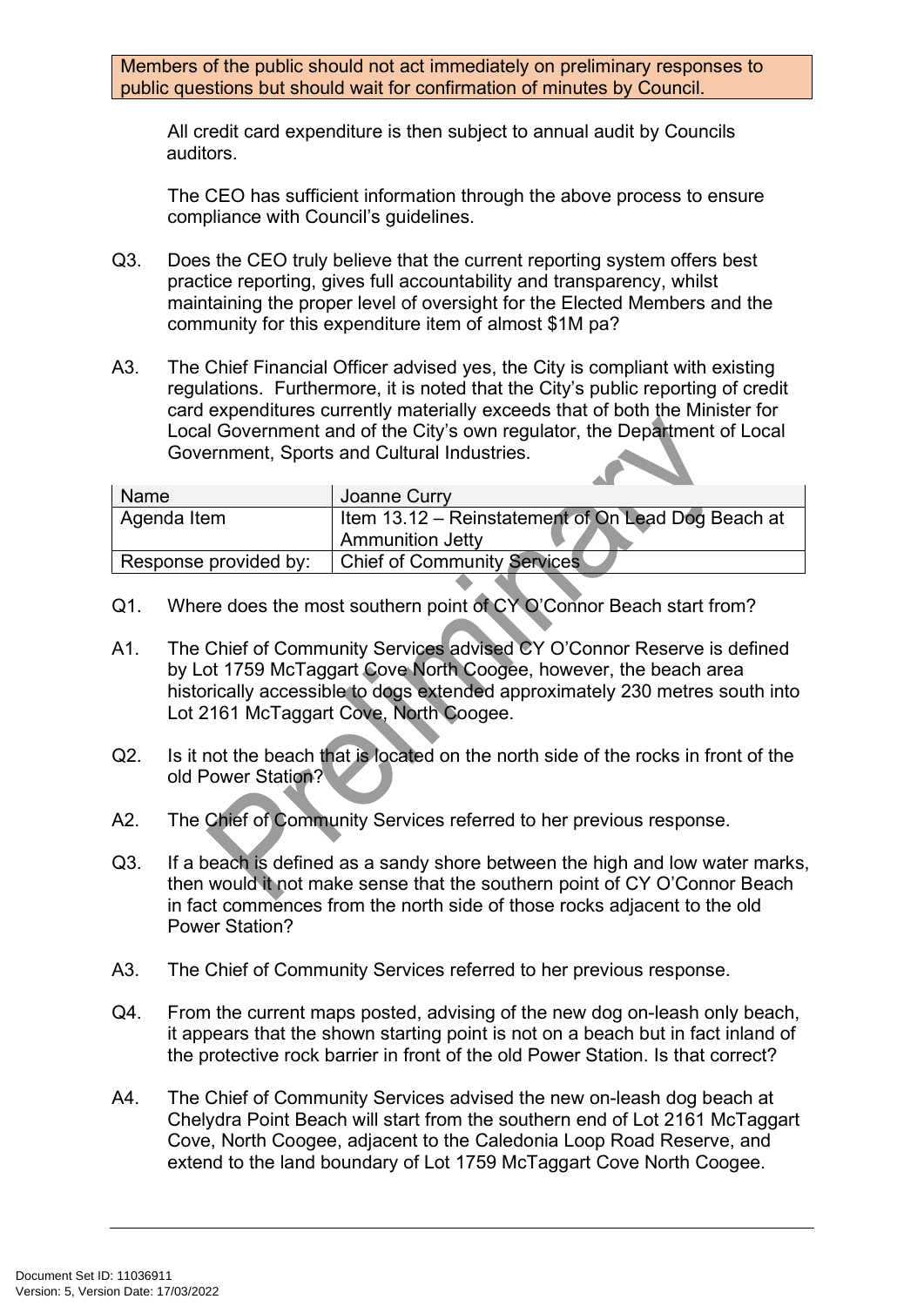Members of the public should not act immediately on preliminary responses to public questions but should wait for confirmation of minutes by Council.

All credit card expenditure is then subject to annual audit by Councils auditors.

The CEO has sufficient information through the above process to ensure compliance with Council's guidelines.

Q3. Does the CEO truly believe that the current reporting system offers best practice reporting, gives full accountability and transparency, whilst maintaining the proper level of oversight for the Elected Members and the community for this expenditure item of almost $1M pa?

A3. The Chief Financial Officer advised yes, the City is compliant with existing regulations. Furthermore, it is noted that the City's public reporting of credit card expenditures currently materially exceeds that of both the Minister for Local Government and of the City's own regulator, the Department of Local Government, Sports and Cultural Industries.

| | |
|---|---|
| Name | Joanne Curry |
| Agenda Item | Item 13.12 – Reinstatement of On Lead Dog Beach at Ammunition Jetty |
| Response provided by: | Chief of Community Services |

Q1. Where does the most southern point of CY O'Connor Beach start from?

A1. The Chief of Community Services advised CY O'Connor Reserve is defined by Lot 1759 McTaggart Cove North Coogee, however, the beach area historically accessible to dogs extended approximately 230 metres south into Lot 2161 McTaggart Cove, North Coogee.

Q2. Is it not the beach that is located on the north side of the rocks in front of the old Power Station?

A2. The Chief of Community Services referred to her previous response.

Q3. If a beach is defined as a sandy shore between the high and low water marks, then would it not make sense that the southern point of CY O'Connor Beach in fact commences from the north side of those rocks adjacent to the old Power Station?

A3. The Chief of Community Services referred to her previous response.

Q4. From the current maps posted, advising of the new dog on-leash only beach, it appears that the shown starting point is not on a beach but in fact inland of the protective rock barrier in front of the old Power Station. Is that correct?

A4. The Chief of Community Services advised the new on-leash dog beach at Chelydra Point Beach will start from the southern end of Lot 2161 McTaggart Cove, North Coogee, adjacent to the Caledonia Loop Road Reserve, and extend to the land boundary of Lot 1759 McTaggart Cove North Coogee.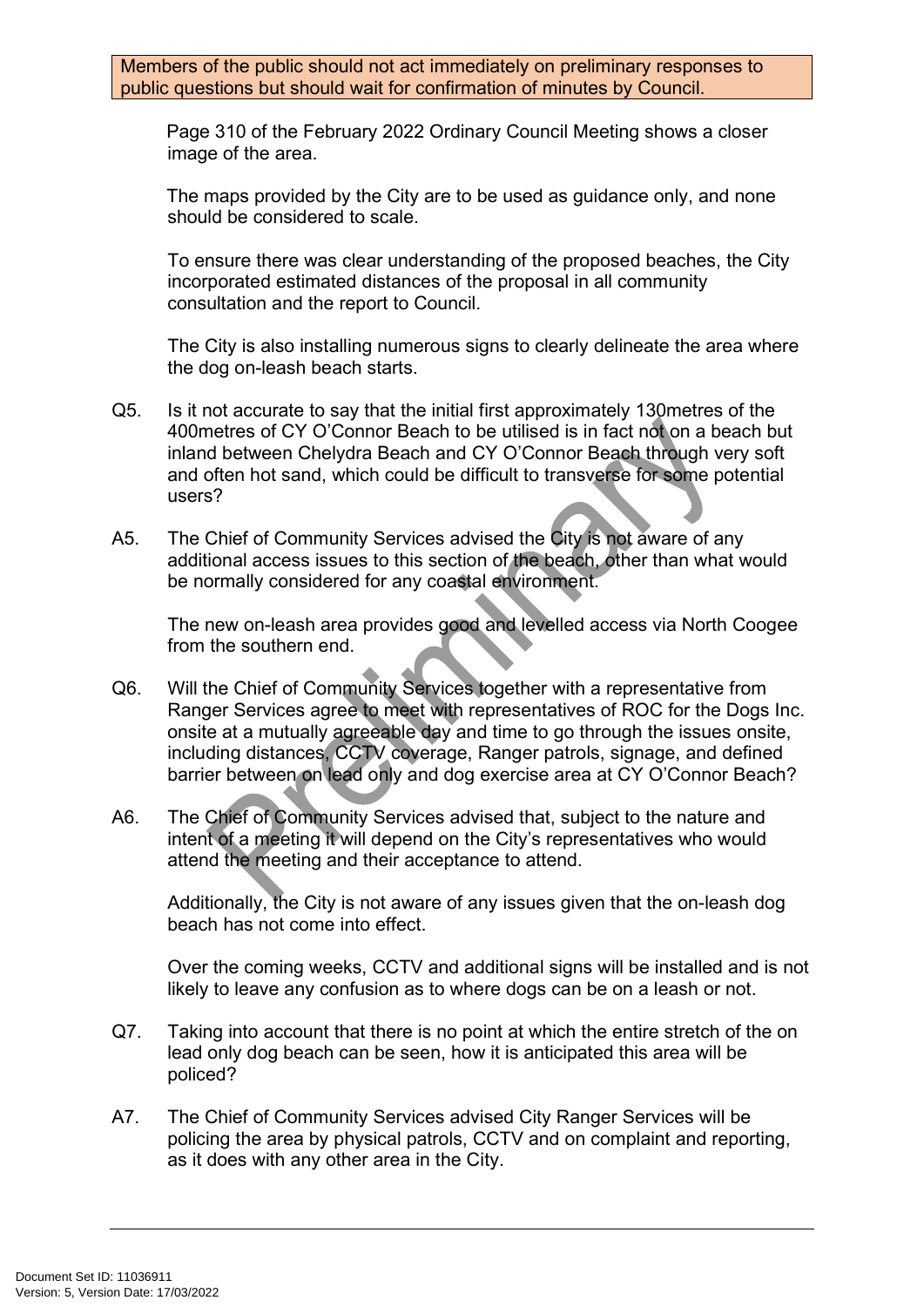Members of the public should not act immediately on preliminary responses to public questions but should wait for confirmation of minutes by Council.

Page 310 of the February 2022 Ordinary Council Meeting shows a closer image of the area.

The maps provided by the City are to be used as guidance only, and none should be considered to scale.

To ensure there was clear understanding of the proposed beaches, the City incorporated estimated distances of the proposal in all community consultation and the report to Council.

The City is also installing numerous signs to clearly delineate the area where the dog on-leash beach starts.

Q5. Is it not accurate to say that the initial first approximately 130metres of the 400metres of CY O'Connor Beach to be utilised is in fact not on a beach but inland between Chelydra Beach and CY O'Connor Beach through very soft and often hot sand, which could be difficult to transverse for some potential users?

A5. The Chief of Community Services advised the City is not aware of any additional access issues to this section of the beach, other than what would be normally considered for any coastal environment.

The new on-leash area provides good and levelled access via North Coogee from the southern end.

Q6. Will the Chief of Community Services together with a representative from Ranger Services agree to meet with representatives of ROC for the Dogs Inc. onsite at a mutually agreeable day and time to go through the issues onsite, including distances, CCTV coverage, Ranger patrols, signage, and defined barrier between on lead only and dog exercise area at CY O'Connor Beach?

A6. The Chief of Community Services advised that, subject to the nature and intent of a meeting it will depend on the City's representatives who would attend the meeting and their acceptance to attend.

Additionally, the City is not aware of any issues given that the on-leash dog beach has not come into effect.

Over the coming weeks, CCTV and additional signs will be installed and is not likely to leave any confusion as to where dogs can be on a leash or not.

Q7. Taking into account that there is no point at which the entire stretch of the on lead only dog beach can be seen, how it is anticipated this area will be policed?

A7. The Chief of Community Services advised City Ranger Services will be policing the area by physical patrols, CCTV and on complaint and reporting, as it does with any other area in the City.

Document Set ID: 11036911
Version: 5, Version Date: 17/03/2022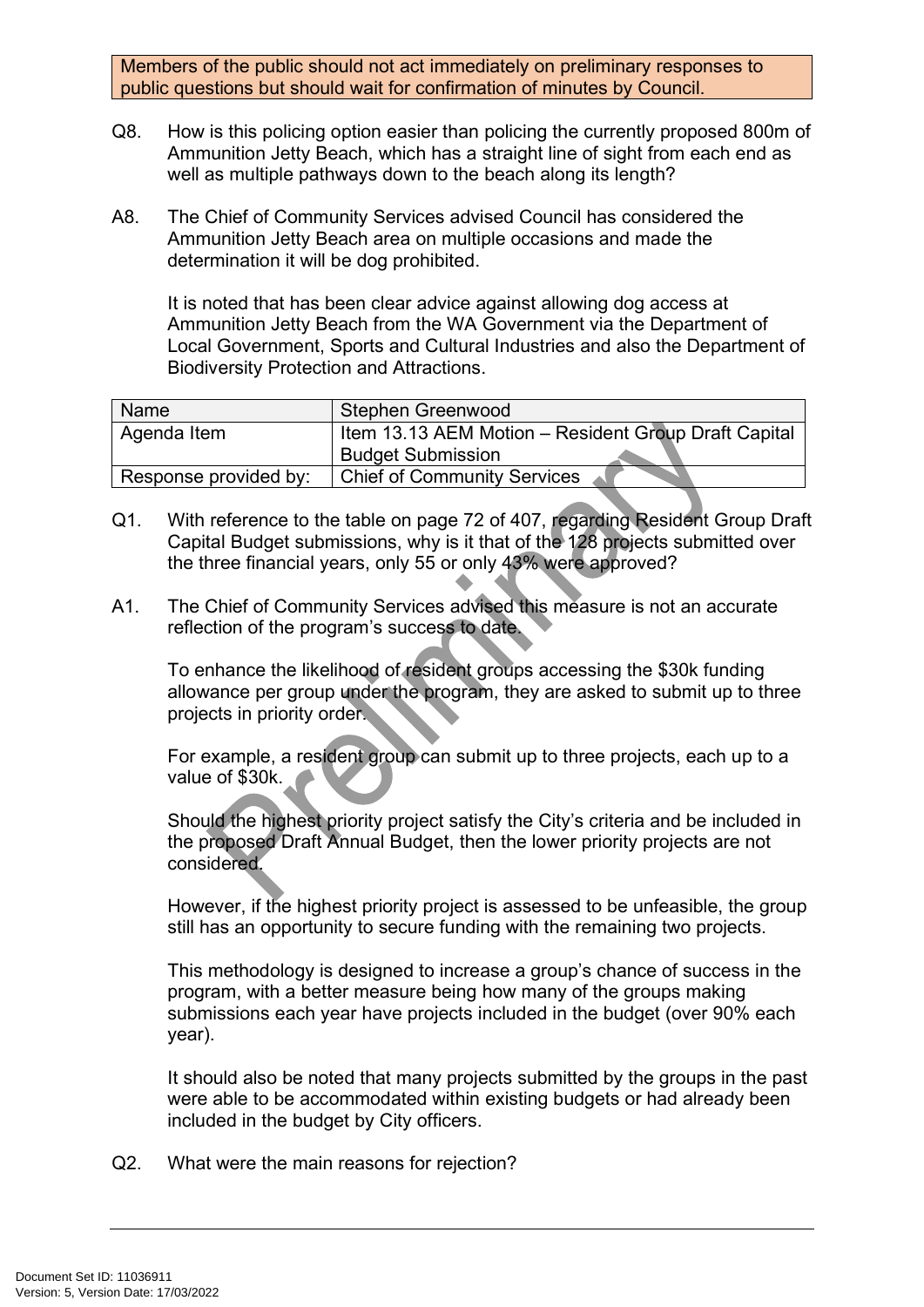Members of the public should not act immediately on preliminary responses to public questions but should wait for confirmation of minutes by Council.

Q8. How is this policing option easier than policing the currently proposed 800m of Ammunition Jetty Beach, which has a straight line of sight from each end as well as multiple pathways down to the beach along its length?

A8. The Chief of Community Services advised Council has considered the Ammunition Jetty Beach area on multiple occasions and made the determination it will be dog prohibited.

It is noted that has been clear advice against allowing dog access at Ammunition Jetty Beach from the WA Government via the Department of Local Government, Sports and Cultural Industries and also the Department of Biodiversity Protection and Attractions.

| | |
|---|---|
| Name | Stephen Greenwood |
| Agenda Item | Item 13.13 AEM Motion – Resident Group Draft Capital Budget Submission |
| Response provided by: | Chief of Community Services |

Q1. With reference to the table on page 72 of 407, regarding Resident Group Draft Capital Budget submissions, why is it that of the 128 projects submitted over the three financial years, only 55 or only 43% were approved?

A1. The Chief of Community Services advised this measure is not an accurate reflection of the program's success to date.

To enhance the likelihood of resident groups accessing the $30k funding allowance per group under the program, they are asked to submit up to three projects in priority order.

For example, a resident group can submit up to three projects, each up to a value of $30k.

Should the highest priority project satisfy the City's criteria and be included in the proposed Draft Annual Budget, then the lower priority projects are not considered.

However, if the highest priority project is assessed to be unfeasible, the group still has an opportunity to secure funding with the remaining two projects.

This methodology is designed to increase a group's chance of success in the program, with a better measure being how many of the groups making submissions each year have projects included in the budget (over 90% each year).

It should also be noted that many projects submitted by the groups in the past were able to be accommodated within existing budgets or had already been included in the budget by City officers.

Q2. What were the main reasons for rejection?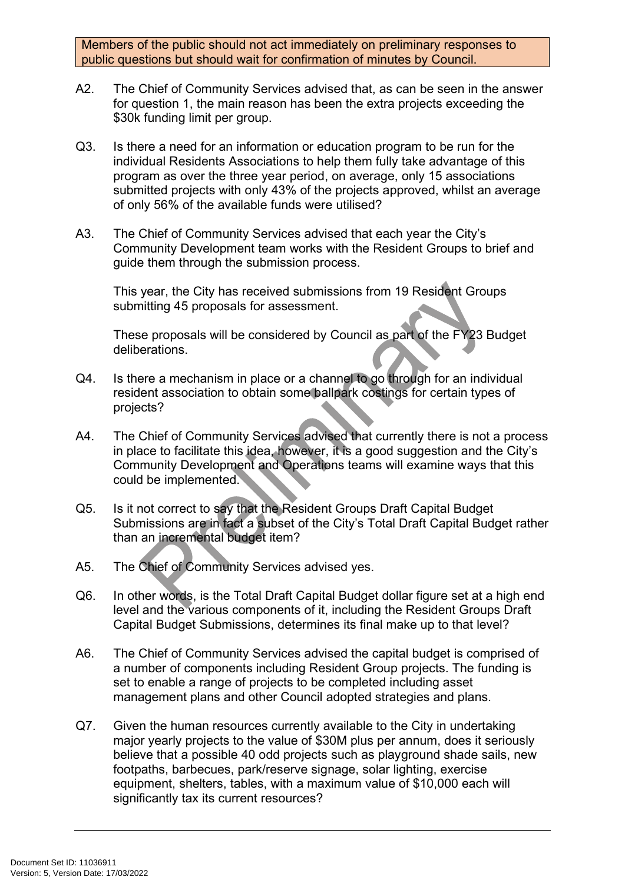Members of the public should not act immediately on preliminary responses to public questions but should wait for confirmation of minutes by Council.

A2. The Chief of Community Services advised that, as can be seen in the answer for question 1, the main reason has been the extra projects exceeding the $30k funding limit per group.

Q3. Is there a need for an information or education program to be run for the individual Residents Associations to help them fully take advantage of this program as over the three year period, on average, only 15 associations submitted projects with only 43% of the projects approved, whilst an average of only 56% of the available funds were utilised?

A3. The Chief of Community Services advised that each year the City's Community Development team works with the Resident Groups to brief and guide them through the submission process.

This year, the City has received submissions from 19 Resident Groups submitting 45 proposals for assessment.

These proposals will be considered by Council as part of the FY23 Budget deliberations.

Q4. Is there a mechanism in place or a channel to go through for an individual resident association to obtain some ballpark costings for certain types of projects?

A4. The Chief of Community Services advised that currently there is not a process in place to facilitate this idea, however, it is a good suggestion and the City's Community Development and Operations teams will examine ways that this could be implemented.

Q5. Is it not correct to say that the Resident Groups Draft Capital Budget Submissions are in fact a subset of the City's Total Draft Capital Budget rather than an incremental budget item?

A5. The Chief of Community Services advised yes.

Q6. In other words, is the Total Draft Capital Budget dollar figure set at a high end level and the various components of it, including the Resident Groups Draft Capital Budget Submissions, determines its final make up to that level?

A6. The Chief of Community Services advised the capital budget is comprised of a number of components including Resident Group projects. The funding is set to enable a range of projects to be completed including asset management plans and other Council adopted strategies and plans.

Q7. Given the human resources currently available to the City in undertaking major yearly projects to the value of $30M plus per annum, does it seriously believe that a possible 40 odd projects such as playground shade sails, new footpaths, barbecues, park/reserve signage, solar lighting, exercise equipment, shelters, tables, with a maximum value of $10,000 each will significantly tax its current resources?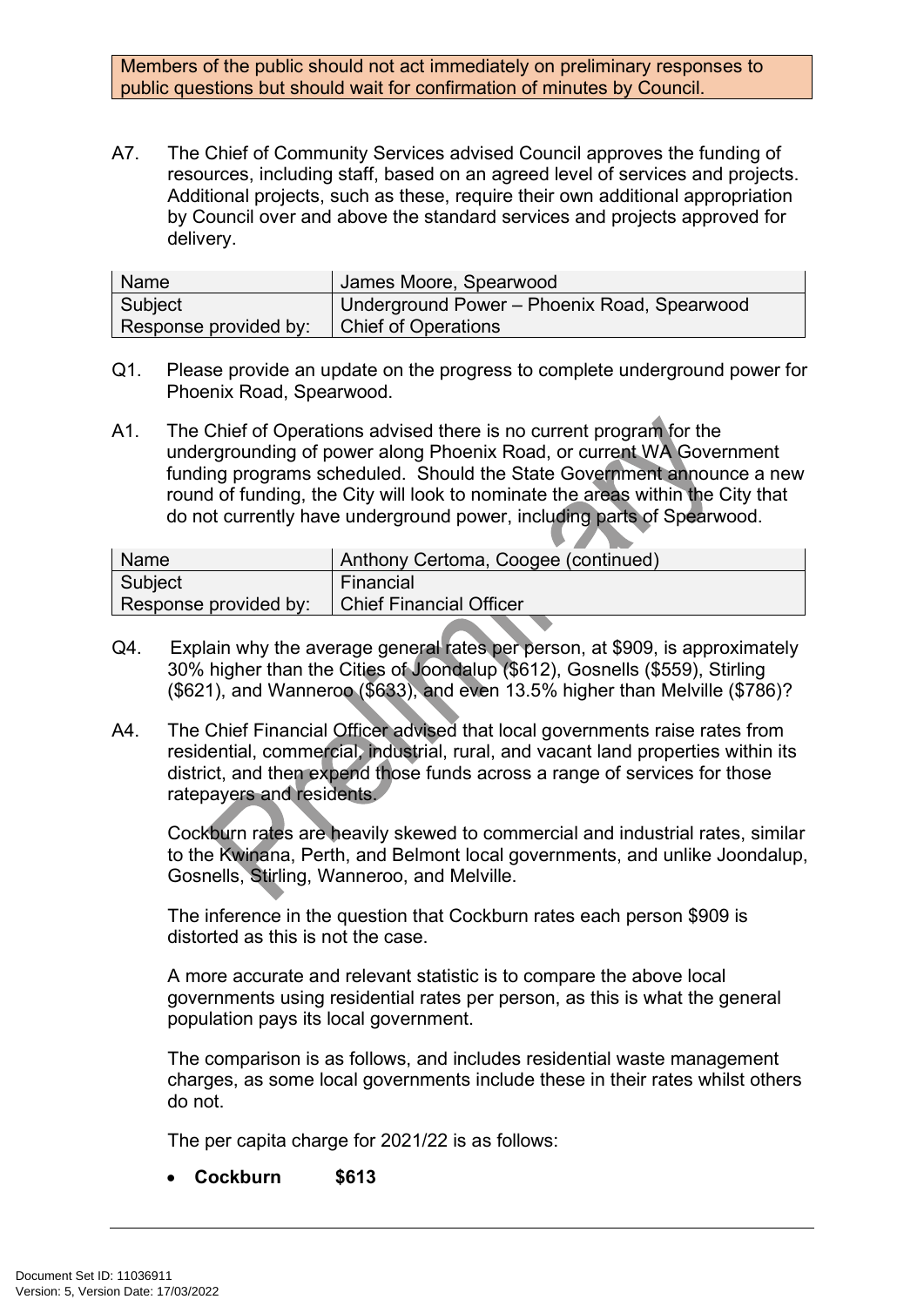Members of the public should not act immediately on preliminary responses to public questions but should wait for confirmation of minutes by Council.

A7. The Chief of Community Services advised Council approves the funding of resources, including staff, based on an agreed level of services and projects. Additional projects, such as these, require their own additional appropriation by Council over and above the standard services and projects approved for delivery.

| | |
|---|---|
| Name | James Moore, Spearwood |
| Subject | Underground Power – Phoenix Road, Spearwood |
| Response provided by: | Chief of Operations |

Q1. Please provide an update on the progress to complete underground power for Phoenix Road, Spearwood.

A1. The Chief of Operations advised there is no current program for the undergrounding of power along Phoenix Road, or current WA Government funding programs scheduled. Should the State Government announce a new round of funding, the City will look to nominate the areas within the City that do not currently have underground power, including parts of Spearwood.

| | |
|---|---|
| Name | Anthony Certoma, Coogee (continued) |
| Subject | Financial |
| Response provided by: | Chief Financial Officer |

Q4. Explain why the average general rates per person, at $909, is approximately 30% higher than the Cities of Joondalup ($612), Gosnells ($559), Stirling ($621), and Wanneroo ($633), and even 13.5% higher than Melville ($786)?

A4. The Chief Financial Officer advised that local governments raise rates from residential, commercial, industrial, rural, and vacant land properties within its district, and then expend those funds across a range of services for those ratepayers and residents.

Cockburn rates are heavily skewed to commercial and industrial rates, similar to the Kwinana, Perth, and Belmont local governments, and unlike Joondalup, Gosnells, Stirling, Wanneroo, and Melville.

The inference in the question that Cockburn rates each person $909 is distorted as this is not the case.

A more accurate and relevant statistic is to compare the above local governments using residential rates per person, as this is what the general population pays its local government.

The comparison is as follows, and includes residential waste management charges, as some local governments include these in their rates whilst others do not.

The per capita charge for 2021/22 is as follows:

- **Cockburn $613**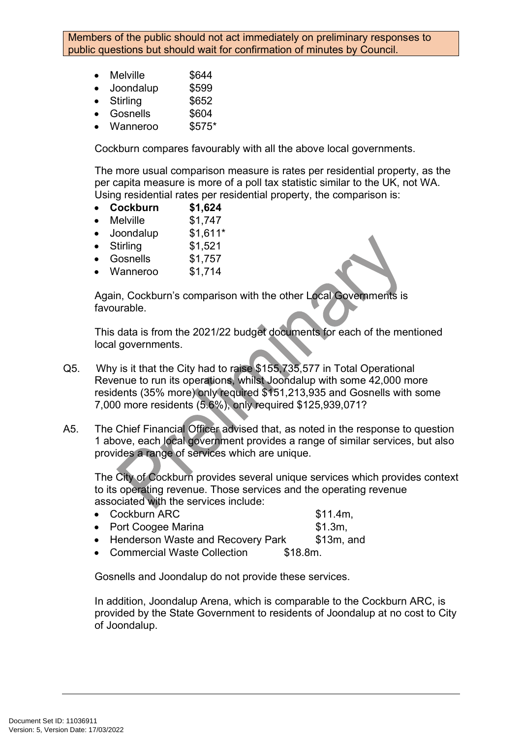Members of the public should not act immediately on preliminary responses to public questions but should wait for confirmation of minutes by Council.

- Melville $644
- Joondalup $599
- Stirling $652
- Gosnells $604
- Wanneroo $575*

Cockburn compares favourably with all the above local governments.

The more usual comparison measure is rates per residential property, as the per capita measure is more of a poll tax statistic similar to the UK, not WA. Using residential rates per residential property, the comparison is:

- **Cockburn $1,624**
- Melville $1,747
- Joondalup $1,611*
- Stirling $1,521
- Gosnells $1,757
- Wanneroo $1,714

Again, Cockburn's comparison with the other Local Governments is favourable.

This data is from the 2021/22 budget documents for each of the mentioned local governments.

Q5. Why is it that the City had to raise $155,735,577 in Total Operational Revenue to run its operations, whilst Joondalup with some 42,000 more residents (35% more) only required $151,213,935 and Gosnells with some 7,000 more residents (5.6%), only required $125,939,071?

A5. The Chief Financial Officer advised that, as noted in the response to question 1 above, each local government provides a range of similar services, but also provides a range of services which are unique.

The City of Cockburn provides several unique services which provides context to its operating revenue. Those services and the operating revenue associated with the services include:

- Cockburn ARC $11.4m,
- Port Coogee Marina $1.3m,
- Henderson Waste and Recovery Park $13m, and
- Commercial Waste Collection $18.8m.

Gosnells and Joondalup do not provide these services.

In addition, Joondalup Arena, which is comparable to the Cockburn ARC, is provided by the State Government to residents of Joondalup at no cost to City of Joondalup.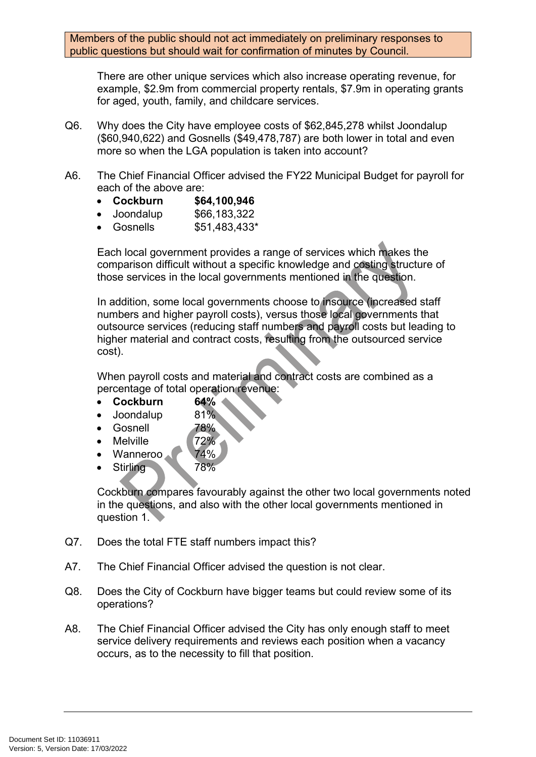Members of the public should not act immediately on preliminary responses to public questions but should wait for confirmation of minutes by Council.

There are other unique services which also increase operating revenue, for example, $2.9m from commercial property rentals, $7.9m in operating grants for aged, youth, family, and childcare services.

Q6. Why does the City have employee costs of $62,845,278 whilst Joondalup ($60,940,622) and Gosnells ($49,478,787) are both lower in total and even more so when the LGA population is taken into account?

A6. The Chief Financial Officer advised the FY22 Municipal Budget for payroll for each of the above are:

- **Cockburn** **$64,100,946**
- Joondalup $66,183,322
- Gosnells $51,483,433*

Each local government provides a range of services which makes the comparison difficult without a specific knowledge and costing structure of those services in the local governments mentioned in the question.

In addition, some local governments choose to insource (increased staff numbers and higher payroll costs), versus those local governments that outsource services (reducing staff numbers and payroll costs but leading to higher material and contract costs, resulting from the outsourced service cost).

When payroll costs and material and contract costs are combined as a percentage of total operation revenue:

- **Cockburn** **64%**
- Joondalup 81%
- Gosnell 78%
- Melville 72%
- Wanneroo 74%
- Stirling 78%

Cockburn compares favourably against the other two local governments noted in the questions, and also with the other local governments mentioned in question 1.

Q7. Does the total FTE staff numbers impact this?

A7. The Chief Financial Officer advised the question is not clear.

Q8. Does the City of Cockburn have bigger teams but could review some of its operations?

A8. The Chief Financial Officer advised the City has only enough staff to meet service delivery requirements and reviews each position when a vacancy occurs, as to the necessity to fill that position.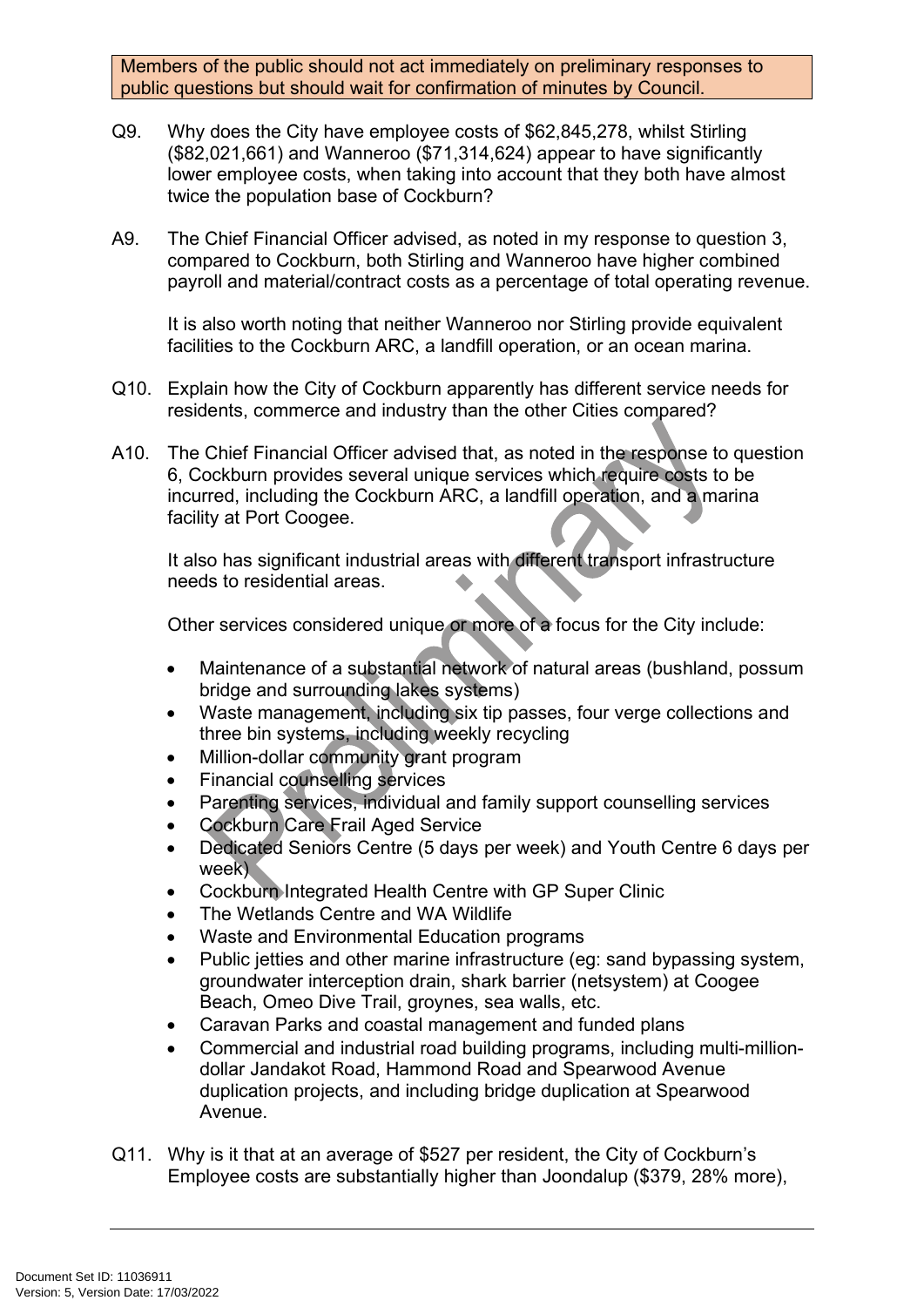Members of the public should not act immediately on preliminary responses to public questions but should wait for confirmation of minutes by Council.

Q9. Why does the City have employee costs of $62,845,278, whilst Stirling ($82,021,661) and Wanneroo ($71,314,624) appear to have significantly lower employee costs, when taking into account that they both have almost twice the population base of Cockburn?

A9. The Chief Financial Officer advised, as noted in my response to question 3, compared to Cockburn, both Stirling and Wanneroo have higher combined payroll and material/contract costs as a percentage of total operating revenue.

It is also worth noting that neither Wanneroo nor Stirling provide equivalent facilities to the Cockburn ARC, a landfill operation, or an ocean marina.

Q10. Explain how the City of Cockburn apparently has different service needs for residents, commerce and industry than the other Cities compared?

A10. The Chief Financial Officer advised that, as noted in the response to question 6, Cockburn provides several unique services which require costs to be incurred, including the Cockburn ARC, a landfill operation, and a marina facility at Port Coogee.

It also has significant industrial areas with different transport infrastructure needs to residential areas.

Other services considered unique or more of a focus for the City include:

- Maintenance of a substantial network of natural areas (bushland, possum bridge and surrounding lakes systems)
- Waste management, including six tip passes, four verge collections and three bin systems, including weekly recycling
- Million-dollar community grant program
- Financial counselling services
- Parenting services, individual and family support counselling services
- Cockburn Care Frail Aged Service
- Dedicated Seniors Centre (5 days per week) and Youth Centre 6 days per week)
- Cockburn Integrated Health Centre with GP Super Clinic
- The Wetlands Centre and WA Wildlife
- Waste and Environmental Education programs
- Public jetties and other marine infrastructure (eg: sand bypassing system, groundwater interception drain, shark barrier (netsystem) at Coogee Beach, Omeo Dive Trail, groynes, sea walls, etc.
- Caravan Parks and coastal management and funded plans
- Commercial and industrial road building programs, including multi-million-dollar Jandakot Road, Hammond Road and Spearwood Avenue duplication projects, and including bridge duplication at Spearwood Avenue.

Q11. Why is it that at an average of $527 per resident, the City of Cockburn's Employee costs are substantially higher than Joondalup ($379, 28% more),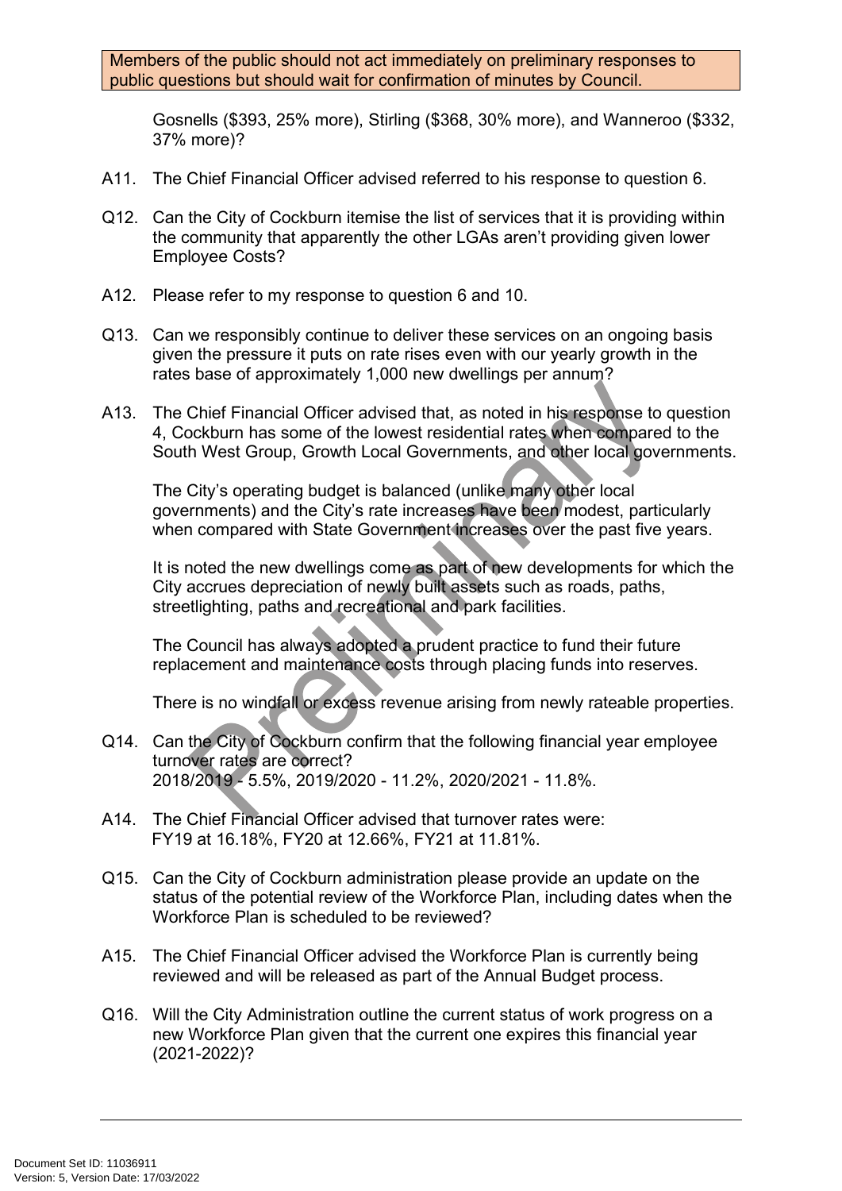Members of the public should not act immediately on preliminary responses to public questions but should wait for confirmation of minutes by Council.

Gosnells ($393, 25% more), Stirling ($368, 30% more), and Wanneroo ($332, 37% more)?

A11. The Chief Financial Officer advised referred to his response to question 6.

Q12. Can the City of Cockburn itemise the list of services that it is providing within the community that apparently the other LGAs aren't providing given lower Employee Costs?

A12. Please refer to my response to question 6 and 10.

Q13. Can we responsibly continue to deliver these services on an ongoing basis given the pressure it puts on rate rises even with our yearly growth in the rates base of approximately 1,000 new dwellings per annum?

A13. The Chief Financial Officer advised that, as noted in his response to question 4, Cockburn has some of the lowest residential rates when compared to the South West Group, Growth Local Governments, and other local governments.

The City's operating budget is balanced (unlike many other local governments) and the City's rate increases have been modest, particularly when compared with State Government increases over the past five years.

It is noted the new dwellings come as part of new developments for which the City accrues depreciation of newly built assets such as roads, paths, streetlighting, paths and recreational and park facilities.

The Council has always adopted a prudent practice to fund their future replacement and maintenance costs through placing funds into reserves.

There is no windfall or excess revenue arising from newly rateable properties.

Q14. Can the City of Cockburn confirm that the following financial year employee turnover rates are correct?
2018/2019 - 5.5%, 2019/2020 - 11.2%, 2020/2021 - 11.8%.

A14. The Chief Financial Officer advised that turnover rates were:
FY19 at 16.18%, FY20 at 12.66%, FY21 at 11.81%.

Q15. Can the City of Cockburn administration please provide an update on the status of the potential review of the Workforce Plan, including dates when the Workforce Plan is scheduled to be reviewed?

A15. The Chief Financial Officer advised the Workforce Plan is currently being reviewed and will be released as part of the Annual Budget process.

Q16. Will the City Administration outline the current status of work progress on a new Workforce Plan given that the current one expires this financial year (2021-2022)?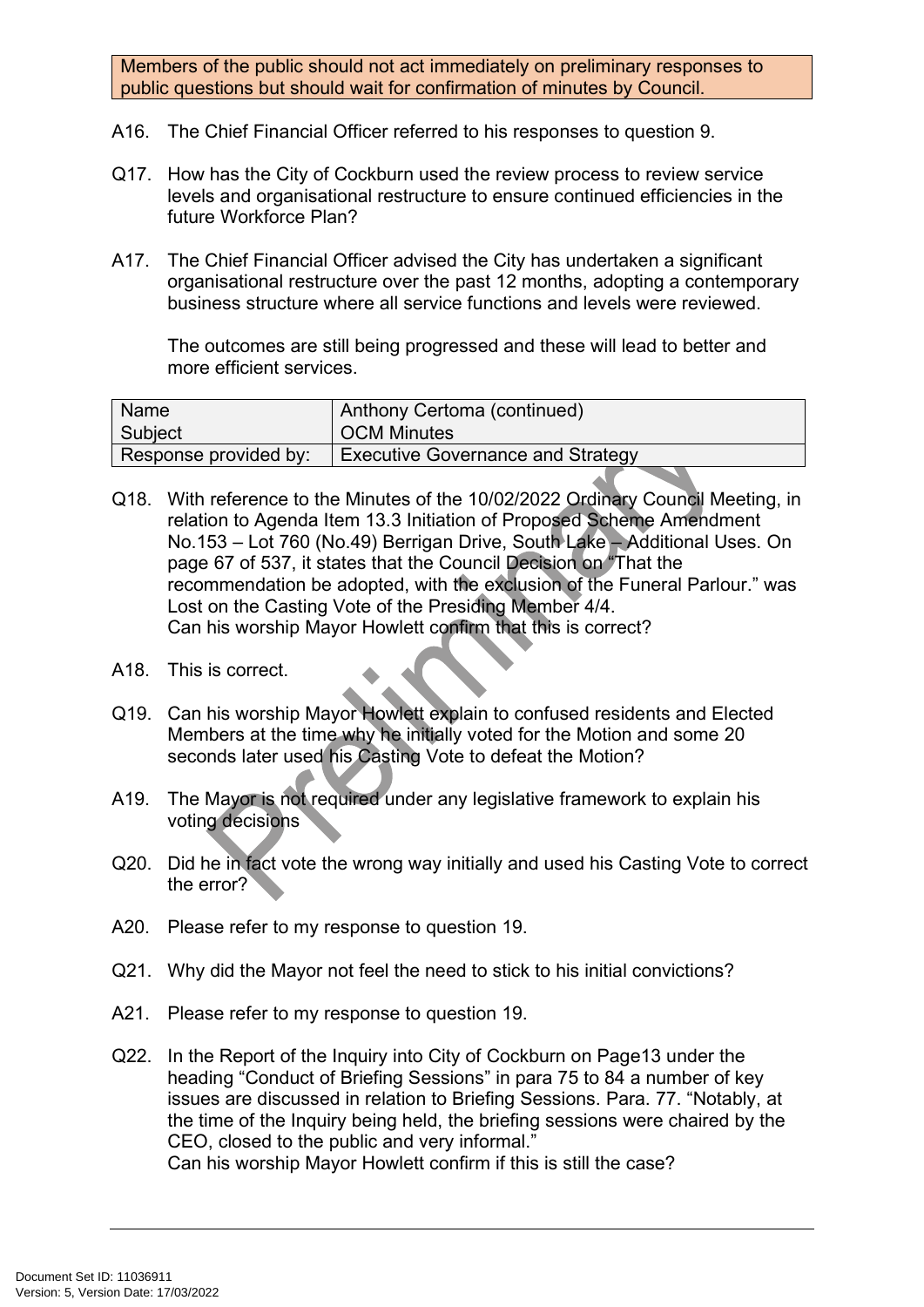Members of the public should not act immediately on preliminary responses to public questions but should wait for confirmation of minutes by Council.

A16. The Chief Financial Officer referred to his responses to question 9.

Q17. How has the City of Cockburn used the review process to review service levels and organisational restructure to ensure continued efficiencies in the future Workforce Plan?

A17. The Chief Financial Officer advised the City has undertaken a significant organisational restructure over the past 12 months, adopting a contemporary business structure where all service functions and levels were reviewed.

The outcomes are still being progressed and these will lead to better and more efficient services.

| | |
|---|---|
| Name | Anthony Certoma (continued) |
| Subject | OCM Minutes |
| Response provided by: | Executive Governance and Strategy |

Q18. With reference to the Minutes of the 10/02/2022 Ordinary Council Meeting, in relation to Agenda Item 13.3 Initiation of Proposed Scheme Amendment No.153 – Lot 760 (No.49) Berrigan Drive, South Lake – Additional Uses. On page 67 of 537, it states that the Council Decision on "That the recommendation be adopted, with the exclusion of the Funeral Parlour." was Lost on the Casting Vote of the Presiding Member 4/4.
Can his worship Mayor Howlett confirm that this is correct?

A18. This is correct.

Q19. Can his worship Mayor Howlett explain to confused residents and Elected Members at the time why he initially voted for the Motion and some 20 seconds later used his Casting Vote to defeat the Motion?

A19. The Mayor is not required under any legislative framework to explain his voting decisions

Q20. Did he in fact vote the wrong way initially and used his Casting Vote to correct the error?

A20. Please refer to my response to question 19.

Q21. Why did the Mayor not feel the need to stick to his initial convictions?

A21. Please refer to my response to question 19.

Q22. In the Report of the Inquiry into City of Cockburn on Page13 under the heading "Conduct of Briefing Sessions" in para 75 to 84 a number of key issues are discussed in relation to Briefing Sessions. Para. 77. "Notably, at the time of the Inquiry being held, the briefing sessions were chaired by the CEO, closed to the public and very informal."
Can his worship Mayor Howlett confirm if this is still the case?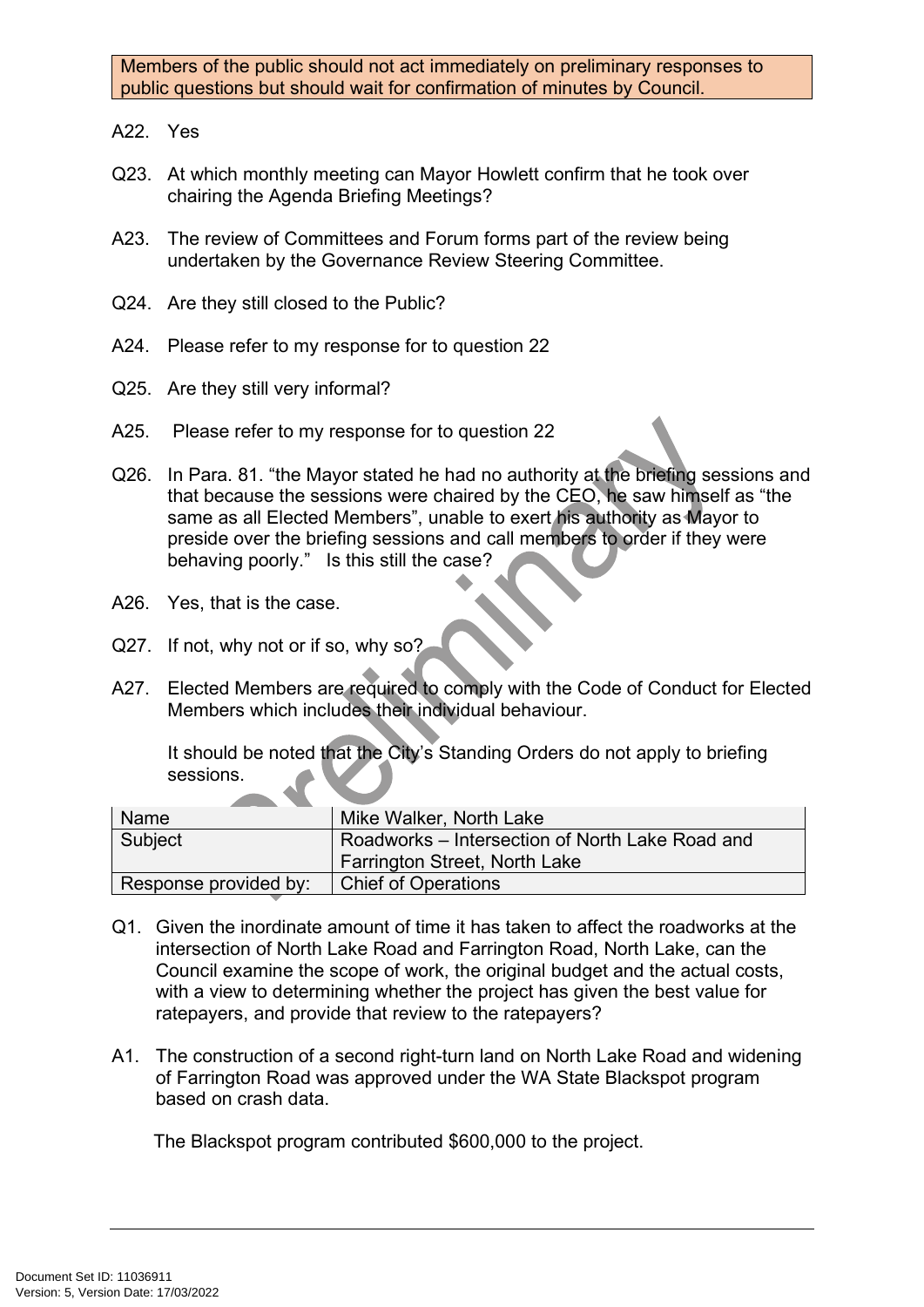Members of the public should not act immediately on preliminary responses to public questions but should wait for confirmation of minutes by Council.

A22. Yes

Q23. At which monthly meeting can Mayor Howlett confirm that he took over chairing the Agenda Briefing Meetings?

A23. The review of Committees and Forum forms part of the review being undertaken by the Governance Review Steering Committee.

Q24. Are they still closed to the Public?

A24. Please refer to my response for to question 22

Q25. Are they still very informal?

A25. Please refer to my response for to question 22

Q26. In Para. 81. "the Mayor stated he had no authority at the briefing sessions and that because the sessions were chaired by the CEO, he saw himself as "the same as all Elected Members", unable to exert his authority as Mayor to preside over the briefing sessions and call members to order if they were behaving poorly." Is this still the case?

A26. Yes, that is the case.

Q27. If not, why not or if so, why so?

A27. Elected Members are required to comply with the Code of Conduct for Elected Members which includes their individual behaviour.

It should be noted that the City's Standing Orders do not apply to briefing sessions.

| | |
|---|---|
| Name | Mike Walker, North Lake |
| Subject | Roadworks – Intersection of North Lake Road and Farrington Street, North Lake |
| Response provided by: | Chief of Operations |

Q1. Given the inordinate amount of time it has taken to affect the roadworks at the intersection of North Lake Road and Farrington Road, North Lake, can the Council examine the scope of work, the original budget and the actual costs, with a view to determining whether the project has given the best value for ratepayers, and provide that review to the ratepayers?

A1. The construction of a second right-turn land on North Lake Road and widening of Farrington Road was approved under the WA State Blackspot program based on crash data.

The Blackspot program contributed $600,000 to the project.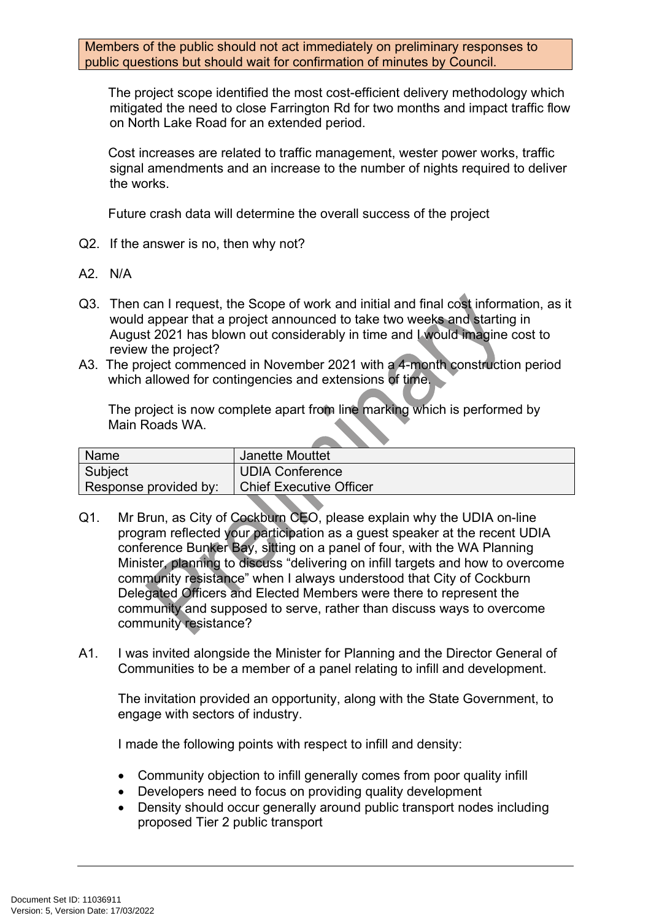Members of the public should not act immediately on preliminary responses to public questions but should wait for confirmation of minutes by Council.

The project scope identified the most cost-efficient delivery methodology which mitigated the need to close Farrington Rd for two months and impact traffic flow on North Lake Road for an extended period.

Cost increases are related to traffic management, wester power works, traffic signal amendments and an increase to the number of nights required to deliver the works.

Future crash data will determine the overall success of the project

Q2. If the answer is no, then why not?

A2. N/A

Q3. Then can I request, the Scope of work and initial and final cost information, as it would appear that a project announced to take two weeks and starting in August 2021 has blown out considerably in time and I would imagine cost to review the project?

A3. The project commenced in November 2021 with a 4-month construction period which allowed for contingencies and extensions of time.

The project is now complete apart from line marking which is performed by Main Roads WA.

| | |
|---|---|
| Name | Janette Mouttet |
| Subject | UDIA Conference |
| Response provided by: | Chief Executive Officer |

Q1. Mr Brun, as City of Cockburn CEO, please explain why the UDIA on-line program reflected your participation as a guest speaker at the recent UDIA conference Bunker Bay, sitting on a panel of four, with the WA Planning Minister, planning to discuss "delivering on infill targets and how to overcome community resistance" when I always understood that City of Cockburn Delegated Officers and Elected Members were there to represent the community and supposed to serve, rather than discuss ways to overcome community resistance?

A1. I was invited alongside the Minister for Planning and the Director General of Communities to be a member of a panel relating to infill and development.

The invitation provided an opportunity, along with the State Government, to engage with sectors of industry.

I made the following points with respect to infill and density:

- Community objection to infill generally comes from poor quality infill
- Developers need to focus on providing quality development
- Density should occur generally around public transport nodes including proposed Tier 2 public transport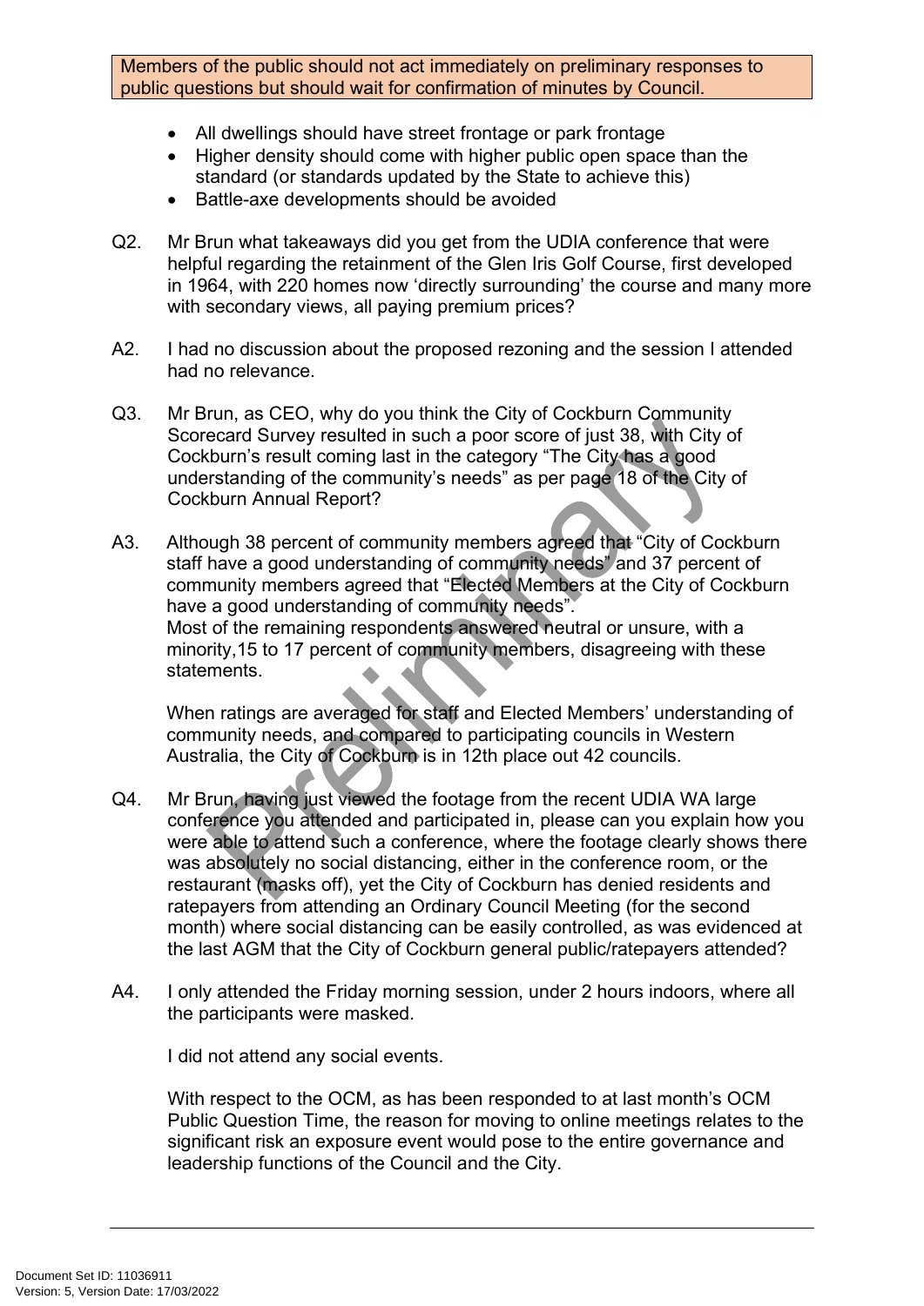Members of the public should not act immediately on preliminary responses to public questions but should wait for confirmation of minutes by Council.

- All dwellings should have street frontage or park frontage
- Higher density should come with higher public open space than the standard (or standards updated by the State to achieve this)
- Battle-axe developments should be avoided

Q2. Mr Brun what takeaways did you get from the UDIA conference that were helpful regarding the retainment of the Glen Iris Golf Course, first developed in 1964, with 220 homes now 'directly surrounding' the course and many more with secondary views, all paying premium prices?

A2. I had no discussion about the proposed rezoning and the session I attended had no relevance.

Q3. Mr Brun, as CEO, why do you think the City of Cockburn Community Scorecard Survey resulted in such a poor score of just 38, with City of Cockburn's result coming last in the category "The City has a good understanding of the community's needs" as per page 18 of the City of Cockburn Annual Report?

A3. Although 38 percent of community members agreed that "City of Cockburn staff have a good understanding of community needs" and 37 percent of community members agreed that "Elected Members at the City of Cockburn have a good understanding of community needs".
Most of the remaining respondents answered neutral or unsure, with a minority,15 to 17 percent of community members, disagreeing with these statements.

When ratings are averaged for staff and Elected Members' understanding of community needs, and compared to participating councils in Western Australia, the City of Cockburn is in 12th place out 42 councils.

Q4. Mr Brun, having just viewed the footage from the recent UDIA WA large conference you attended and participated in, please can you explain how you were able to attend such a conference, where the footage clearly shows there was absolutely no social distancing, either in the conference room, or the restaurant (masks off), yet the City of Cockburn has denied residents and ratepayers from attending an Ordinary Council Meeting (for the second month) where social distancing can be easily controlled, as was evidenced at the last AGM that the City of Cockburn general public/ratepayers attended?

A4. I only attended the Friday morning session, under 2 hours indoors, where all the participants were masked.

I did not attend any social events.

With respect to the OCM, as has been responded to at last month's OCM Public Question Time, the reason for moving to online meetings relates to the significant risk an exposure event would pose to the entire governance and leadership functions of the Council and the City.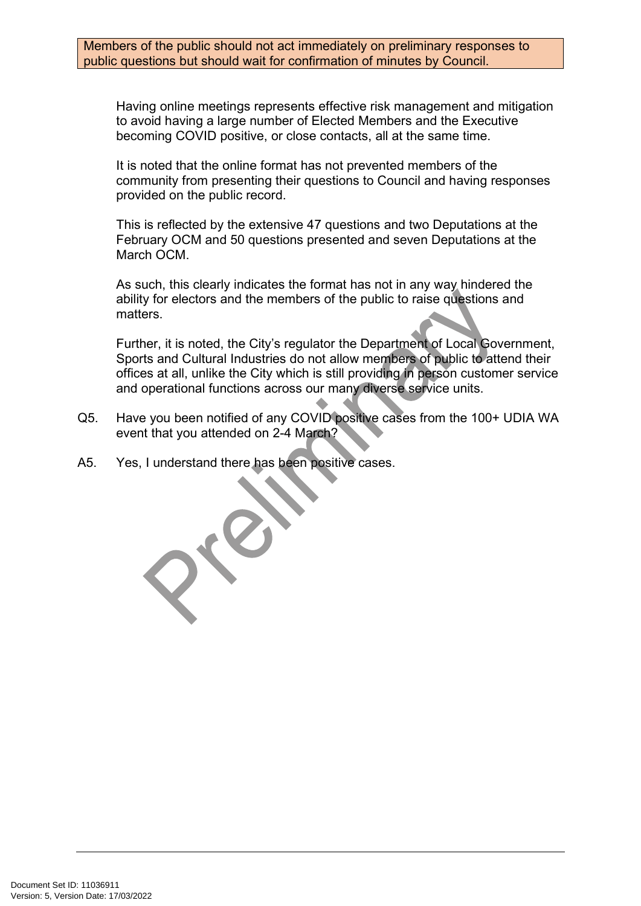Members of the public should not act immediately on preliminary responses to public questions but should wait for confirmation of minutes by Council.

Having online meetings represents effective risk management and mitigation to avoid having a large number of Elected Members and the Executive becoming COVID positive, or close contacts, all at the same time.

It is noted that the online format has not prevented members of the community from presenting their questions to Council and having responses provided on the public record.

This is reflected by the extensive 47 questions and two Deputations at the February OCM and 50 questions presented and seven Deputations at the March OCM.

As such, this clearly indicates the format has not in any way hindered the ability for electors and the members of the public to raise questions and matters.

Further, it is noted, the City's regulator the Department of Local Government, Sports and Cultural Industries do not allow members of public to attend their offices at all, unlike the City which is still providing in person customer service and operational functions across our many diverse service units.

Q5. Have you been notified of any COVID positive cases from the 100+ UDIA WA event that you attended on 2-4 March?

A5. Yes, I understand there has been positive cases.

Document Set ID: 11036911
Version: 5, Version Date: 17/03/2022